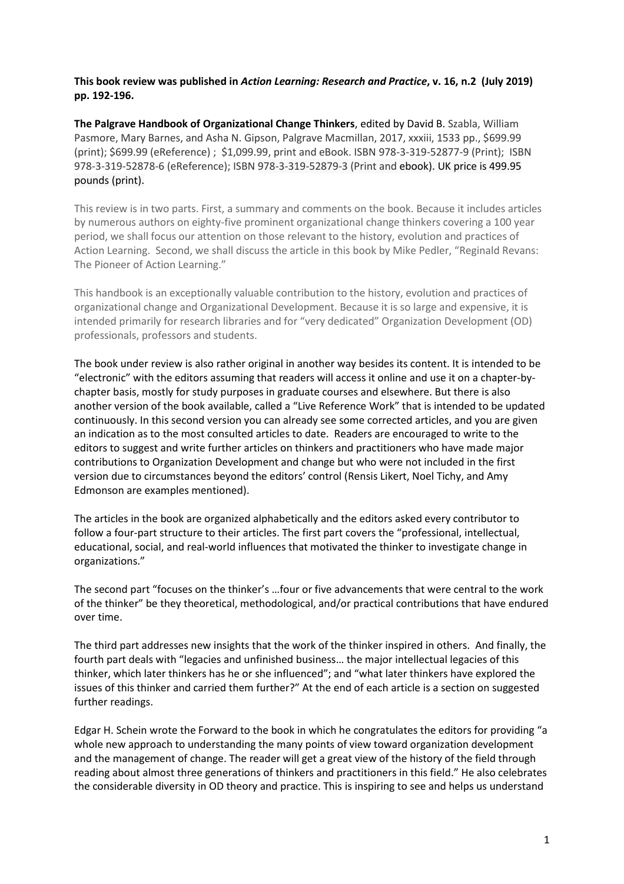**This book review was published in *Action Learning: Research and Practice*, v. 16, n.2 (July 2019) pp. 192-196.**

**The Palgrave Handbook of Organizational Change Thinkers**, edited by David B. Szabla, William Pasmore, Mary Barnes, and Asha N. Gipson, Palgrave Macmillan, 2017, xxxiii, 1533 pp., $699.99 (print); $699.99 (eReference) ; $1,099.99, print and eBook. ISBN 978-3-319-52877-9 (Print); ISBN 978-3-319-52878-6 (eReference); ISBN 978-3-319-52879-3 (Print and ebook). UK price is 499.95 pounds (print).

This review is in two parts. First, a summary and comments on the book. Because it includes articles by numerous authors on eighty-five prominent organizational change thinkers covering a 100 year period, we shall focus our attention on those relevant to the history, evolution and practices of Action Learning. Second, we shall discuss the article in this book by Mike Pedler, "Reginald Revans: The Pioneer of Action Learning."

This handbook is an exceptionally valuable contribution to the history, evolution and practices of organizational change and Organizational Development. Because it is so large and expensive, it is intended primarily for research libraries and for "very dedicated" Organization Development (OD) professionals, professors and students.

The book under review is also rather original in another way besides its content. It is intended to be "electronic" with the editors assuming that readers will access it online and use it on a chapter-by-chapter basis, mostly for study purposes in graduate courses and elsewhere. But there is also another version of the book available, called a "Live Reference Work" that is intended to be updated continuously. In this second version you can already see some corrected articles, and you are given an indication as to the most consulted articles to date. Readers are encouraged to write to the editors to suggest and write further articles on thinkers and practitioners who have made major contributions to Organization Development and change but who were not included in the first version due to circumstances beyond the editors' control (Rensis Likert, Noel Tichy, and Amy Edmonson are examples mentioned).

The articles in the book are organized alphabetically and the editors asked every contributor to follow a four-part structure to their articles. The first part covers the "professional, intellectual, educational, social, and real-world influences that motivated the thinker to investigate change in organizations."

The second part "focuses on the thinker's …four or five advancements that were central to the work of the thinker" be they theoretical, methodological, and/or practical contributions that have endured over time.

The third part addresses new insights that the work of the thinker inspired in others. And finally, the fourth part deals with "legacies and unfinished business… the major intellectual legacies of this thinker, which later thinkers has he or she influenced"; and "what later thinkers have explored the issues of this thinker and carried them further?" At the end of each article is a section on suggested further readings.

Edgar H. Schein wrote the Forward to the book in which he congratulates the editors for providing "a whole new approach to understanding the many points of view toward organization development and the management of change. The reader will get a great view of the history of the field through reading about almost three generations of thinkers and practitioners in this field." He also celebrates the considerable diversity in OD theory and practice. This is inspiring to see and helps us understand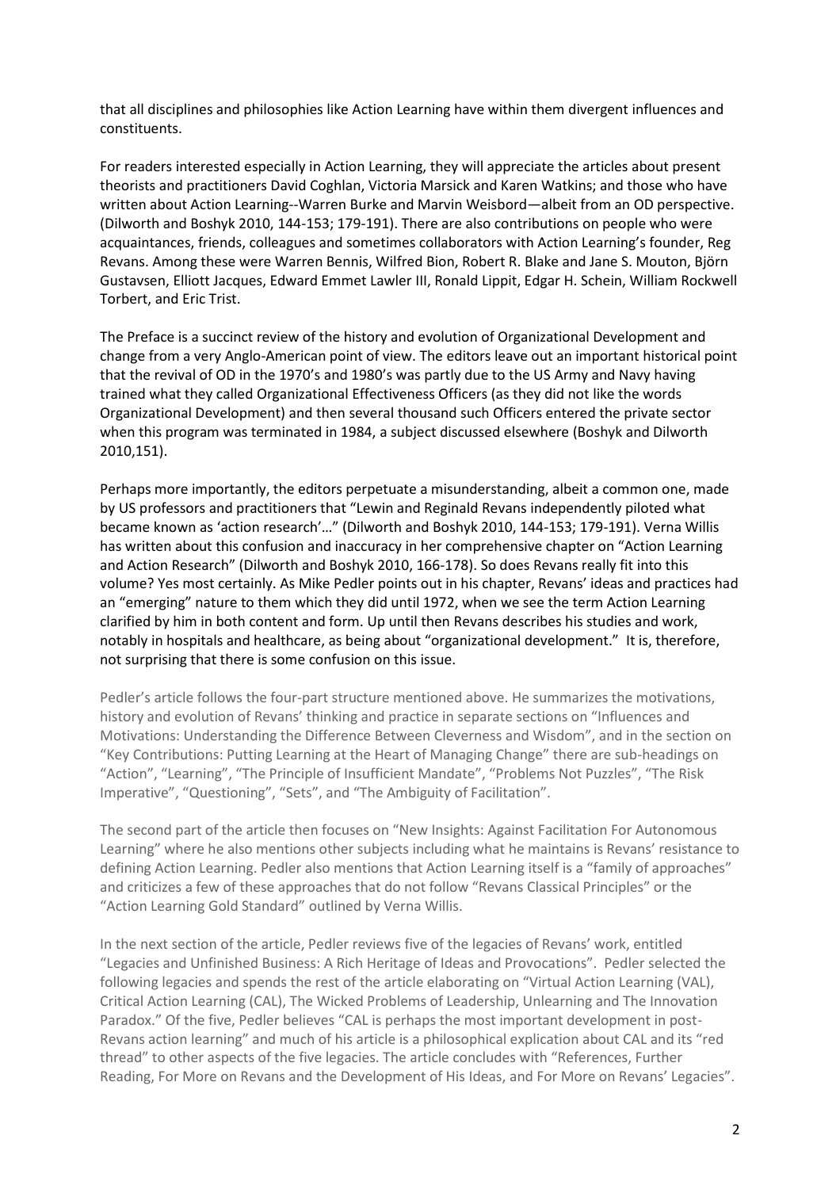that all disciplines and philosophies like Action Learning have within them divergent influences and constituents.

For readers interested especially in Action Learning, they will appreciate the articles about present theorists and practitioners David Coghlan, Victoria Marsick and Karen Watkins; and those who have written about Action Learning--Warren Burke and Marvin Weisbord—albeit from an OD perspective. (Dilworth and Boshyk 2010, 144-153; 179-191). There are also contributions on people who were acquaintances, friends, colleagues and sometimes collaborators with Action Learning's founder, Reg Revans. Among these were Warren Bennis, Wilfred Bion, Robert R. Blake and Jane S. Mouton, Björn Gustavsen, Elliott Jacques, Edward Emmet Lawler III, Ronald Lippit, Edgar H. Schein, William Rockwell Torbert, and Eric Trist.

The Preface is a succinct review of the history and evolution of Organizational Development and change from a very Anglo-American point of view. The editors leave out an important historical point that the revival of OD in the 1970's and 1980's was partly due to the US Army and Navy having trained what they called Organizational Effectiveness Officers (as they did not like the words Organizational Development) and then several thousand such Officers entered the private sector when this program was terminated in 1984, a subject discussed elsewhere (Boshyk and Dilworth 2010,151).

Perhaps more importantly, the editors perpetuate a misunderstanding, albeit a common one, made by US professors and practitioners that "Lewin and Reginald Revans independently piloted what became known as 'action research'…" (Dilworth and Boshyk 2010, 144-153; 179-191). Verna Willis has written about this confusion and inaccuracy in her comprehensive chapter on "Action Learning and Action Research" (Dilworth and Boshyk 2010, 166-178). So does Revans really fit into this volume? Yes most certainly. As Mike Pedler points out in his chapter, Revans' ideas and practices had an "emerging" nature to them which they did until 1972, when we see the term Action Learning clarified by him in both content and form. Up until then Revans describes his studies and work, notably in hospitals and healthcare, as being about "organizational development." It is, therefore, not surprising that there is some confusion on this issue.

Pedler's article follows the four-part structure mentioned above. He summarizes the motivations, history and evolution of Revans' thinking and practice in separate sections on "Influences and Motivations: Understanding the Difference Between Cleverness and Wisdom", and in the section on "Key Contributions: Putting Learning at the Heart of Managing Change" there are sub-headings on "Action", "Learning", "The Principle of Insufficient Mandate", "Problems Not Puzzles", "The Risk Imperative", "Questioning", "Sets", and "The Ambiguity of Facilitation".

The second part of the article then focuses on "New Insights: Against Facilitation For Autonomous Learning" where he also mentions other subjects including what he maintains is Revans' resistance to defining Action Learning. Pedler also mentions that Action Learning itself is a "family of approaches" and criticizes a few of these approaches that do not follow "Revans Classical Principles" or the "Action Learning Gold Standard" outlined by Verna Willis.

In the next section of the article, Pedler reviews five of the legacies of Revans' work, entitled "Legacies and Unfinished Business: A Rich Heritage of Ideas and Provocations". Pedler selected the following legacies and spends the rest of the article elaborating on "Virtual Action Learning (VAL), Critical Action Learning (CAL), The Wicked Problems of Leadership, Unlearning and The Innovation Paradox." Of the five, Pedler believes "CAL is perhaps the most important development in post-Revans action learning" and much of his article is a philosophical explication about CAL and its "red thread" to other aspects of the five legacies. The article concludes with "References, Further Reading, For More on Revans and the Development of His Ideas, and For More on Revans' Legacies".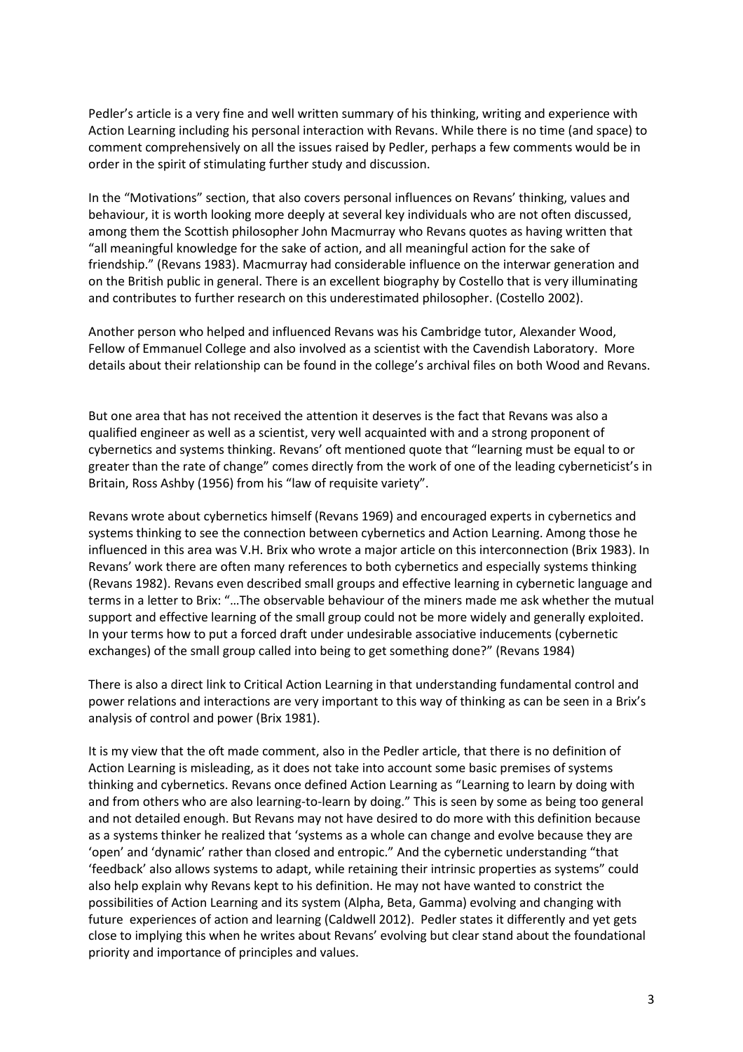Pedler's article is a very fine and well written summary of his thinking, writing and experience with Action Learning including his personal interaction with Revans. While there is no time (and space) to comment comprehensively on all the issues raised by Pedler, perhaps a few comments would be in order in the spirit of stimulating further study and discussion.

In the "Motivations" section, that also covers personal influences on Revans' thinking, values and behaviour, it is worth looking more deeply at several key individuals who are not often discussed, among them the Scottish philosopher John Macmurray who Revans quotes as having written that "all meaningful knowledge for the sake of action, and all meaningful action for the sake of friendship." (Revans 1983). Macmurray had considerable influence on the interwar generation and on the British public in general. There is an excellent biography by Costello that is very illuminating and contributes to further research on this underestimated philosopher. (Costello 2002).

Another person who helped and influenced Revans was his Cambridge tutor, Alexander Wood, Fellow of Emmanuel College and also involved as a scientist with the Cavendish Laboratory. More details about their relationship can be found in the college's archival files on both Wood and Revans.

But one area that has not received the attention it deserves is the fact that Revans was also a qualified engineer as well as a scientist, very well acquainted with and a strong proponent of cybernetics and systems thinking. Revans' oft mentioned quote that "learning must be equal to or greater than the rate of change" comes directly from the work of one of the leading cyberneticist's in Britain, Ross Ashby (1956) from his "law of requisite variety".

Revans wrote about cybernetics himself (Revans 1969) and encouraged experts in cybernetics and systems thinking to see the connection between cybernetics and Action Learning. Among those he influenced in this area was V.H. Brix who wrote a major article on this interconnection (Brix 1983). In Revans' work there are often many references to both cybernetics and especially systems thinking (Revans 1982). Revans even described small groups and effective learning in cybernetic language and terms in a letter to Brix: "…The observable behaviour of the miners made me ask whether the mutual support and effective learning of the small group could not be more widely and generally exploited. In your terms how to put a forced draft under undesirable associative inducements (cybernetic exchanges) of the small group called into being to get something done?" (Revans 1984)

There is also a direct link to Critical Action Learning in that understanding fundamental control and power relations and interactions are very important to this way of thinking as can be seen in a Brix's analysis of control and power (Brix 1981).

It is my view that the oft made comment, also in the Pedler article, that there is no definition of Action Learning is misleading, as it does not take into account some basic premises of systems thinking and cybernetics. Revans once defined Action Learning as "Learning to learn by doing with and from others who are also learning-to-learn by doing." This is seen by some as being too general and not detailed enough. But Revans may not have desired to do more with this definition because as a systems thinker he realized that 'systems as a whole can change and evolve because they are 'open' and 'dynamic' rather than closed and entropic." And the cybernetic understanding "that 'feedback' also allows systems to adapt, while retaining their intrinsic properties as systems" could also help explain why Revans kept to his definition. He may not have wanted to constrict the possibilities of Action Learning and its system (Alpha, Beta, Gamma) evolving and changing with future experiences of action and learning (Caldwell 2012). Pedler states it differently and yet gets close to implying this when he writes about Revans' evolving but clear stand about the foundational priority and importance of principles and values.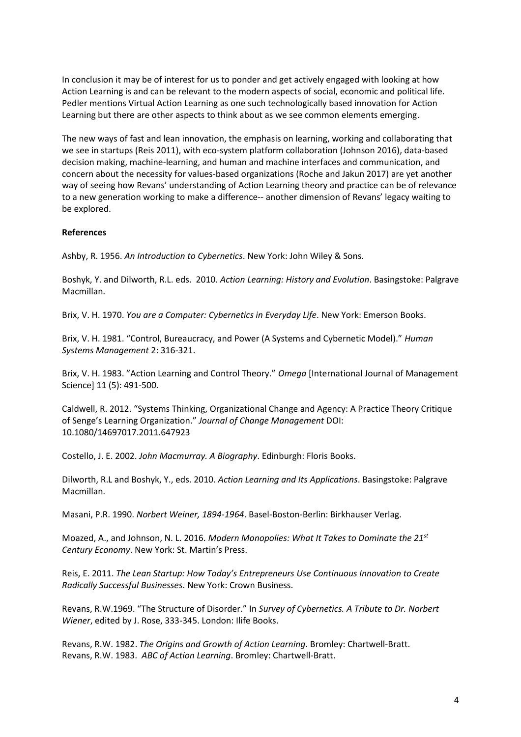In conclusion it may be of interest for us to ponder and get actively engaged with looking at how Action Learning is and can be relevant to the modern aspects of social, economic and political life. Pedler mentions Virtual Action Learning as one such technologically based innovation for Action Learning but there are other aspects to think about as we see common elements emerging.

The new ways of fast and lean innovation, the emphasis on learning, working and collaborating that we see in startups (Reis 2011), with eco-system platform collaboration (Johnson 2016), data-based decision making, machine-learning, and human and machine interfaces and communication, and concern about the necessity for values-based organizations (Roche and Jakun 2017) are yet another way of seeing how Revans' understanding of Action Learning theory and practice can be of relevance to a new generation working to make a difference-- another dimension of Revans' legacy waiting to be explored.

**References**

Ashby, R. 1956. *An Introduction to Cybernetics*. New York: John Wiley & Sons.

Boshyk, Y. and Dilworth, R.L. eds. 2010. *Action Learning: History and Evolution*. Basingstoke: Palgrave Macmillan.

Brix, V. H. 1970. *You are a Computer: Cybernetics in Everyday Life*. New York: Emerson Books.

Brix, V. H. 1981. "Control, Bureaucracy, and Power (A Systems and Cybernetic Model)." *Human Systems Management* 2: 316-321.

Brix, V. H. 1983. "Action Learning and Control Theory." *Omega* [International Journal of Management Science] 11 (5): 491-500.

Caldwell, R. 2012. "Systems Thinking, Organizational Change and Agency: A Practice Theory Critique of Senge's Learning Organization." *Journal of Change Management* DOI: 10.1080/14697017.2011.647923

Costello, J. E. 2002. *John Macmurray. A Biography*. Edinburgh: Floris Books.

Dilworth, R.L and Boshyk, Y., eds. 2010. *Action Learning and Its Applications*. Basingstoke: Palgrave Macmillan.

Masani, P.R. 1990. *Norbert Weiner, 1894-1964*. Basel-Boston-Berlin: Birkhauser Verlag.

Moazed, A., and Johnson, N. L. 2016. *Modern Monopolies: What It Takes to Dominate the 21st Century Economy*. New York: St. Martin's Press.

Reis, E. 2011. *The Lean Startup: How Today's Entrepreneurs Use Continuous Innovation to Create Radically Successful Businesses*. New York: Crown Business.

Revans, R.W.1969. "The Structure of Disorder." In *Survey of Cybernetics. A Tribute to Dr. Norbert Wiener*, edited by J. Rose, 333-345. London: Ilife Books.

Revans, R.W. 1982. *The Origins and Growth of Action Learning*. Bromley: Chartwell-Bratt.
Revans, R.W. 1983. *ABC of Action Learning*. Bromley: Chartwell-Bratt.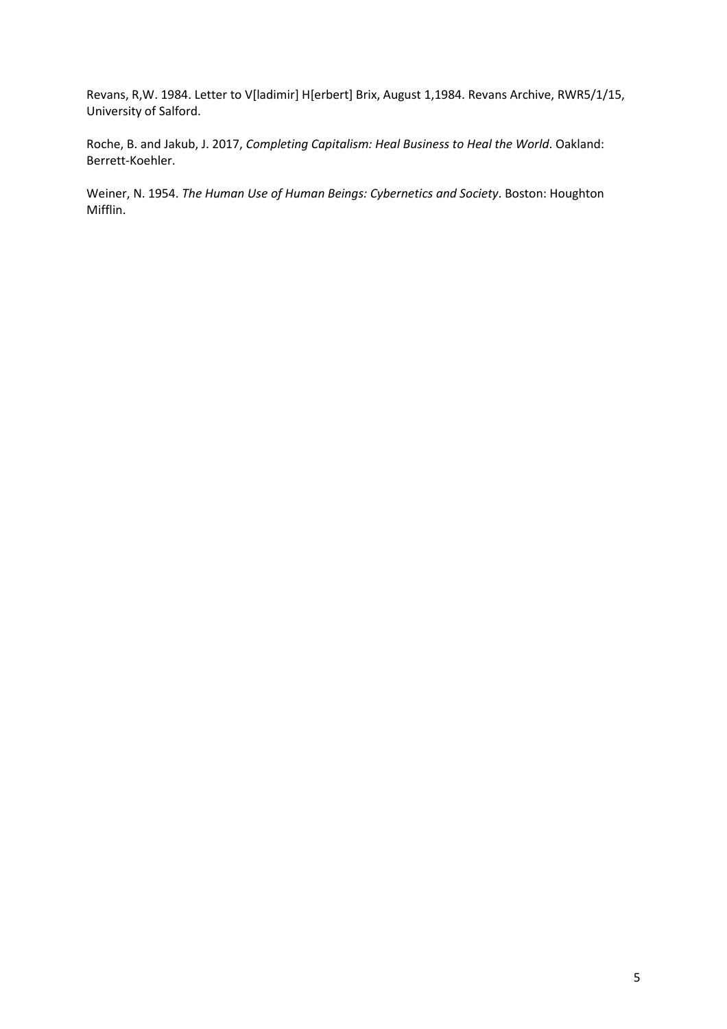Revans, R,W. 1984. Letter to V[ladimir] H[erbert] Brix, August 1,1984. Revans Archive, RWR5/1/15, University of Salford.

Roche, B. and Jakub, J. 2017, *Completing Capitalism: Heal Business to Heal the World*. Oakland: Berrett-Koehler.

Weiner, N. 1954. *The Human Use of Human Beings: Cybernetics and Society*. Boston: Houghton Mifflin.